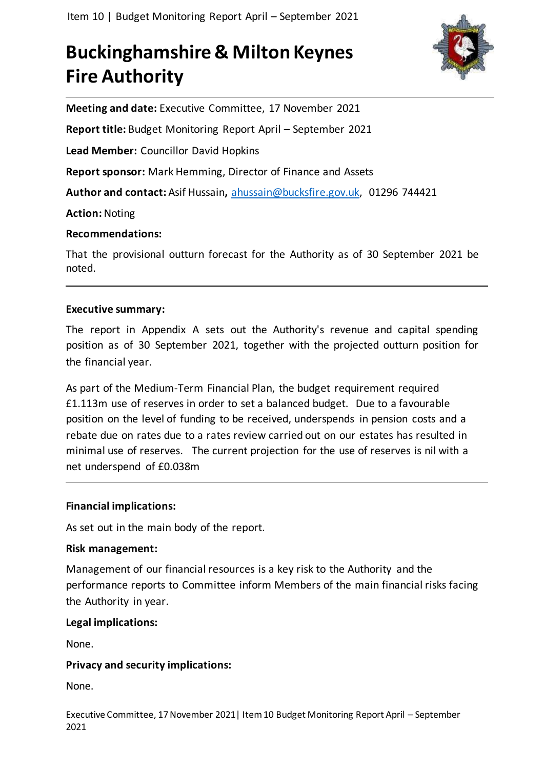# Buckinghamshire & Milton Keynes Fire Authority

**Meeting and date:** Executive Committee, 17 November 2021

**Report title:** Budget Monitoring Report April – September 2021

**Lead Member:** Councillor David Hopkins

**Report sponsor:** Mark Hemming, Director of Finance and Assets

**Author and contact:** Asif Hussain**,** ahussain@bucksfire.gov.uk, 01296 744421

**Action:** Noting

**Recommendations:**

That the provisional outturn forecast for the Authority as of 30 September 2021 be noted.

---

**Executive summary:**

The report in Appendix A sets out the Authority's revenue and capital spending position as of 30 September 2021, together with the projected outturn position for the financial year.

As part of the Medium-Term Financial Plan, the budget requirement required £1.113m use of reserves in order to set a balanced budget. Due to a favourable position on the level of funding to be received, underspends in pension costs and a rebate due on rates due to a rates review carried out on our estates has resulted in minimal use of reserves. The current projection for the use of reserves is nil with a net underspend of £0.038m

---

**Financial implications:**

As set out in the main body of the report.

**Risk management:**

Management of our financial resources is a key risk to the Authority and the performance reports to Committee inform Members of the main financial risks facing the Authority in year.

**Legal implications:**

None.

**Privacy and security implications:**

None.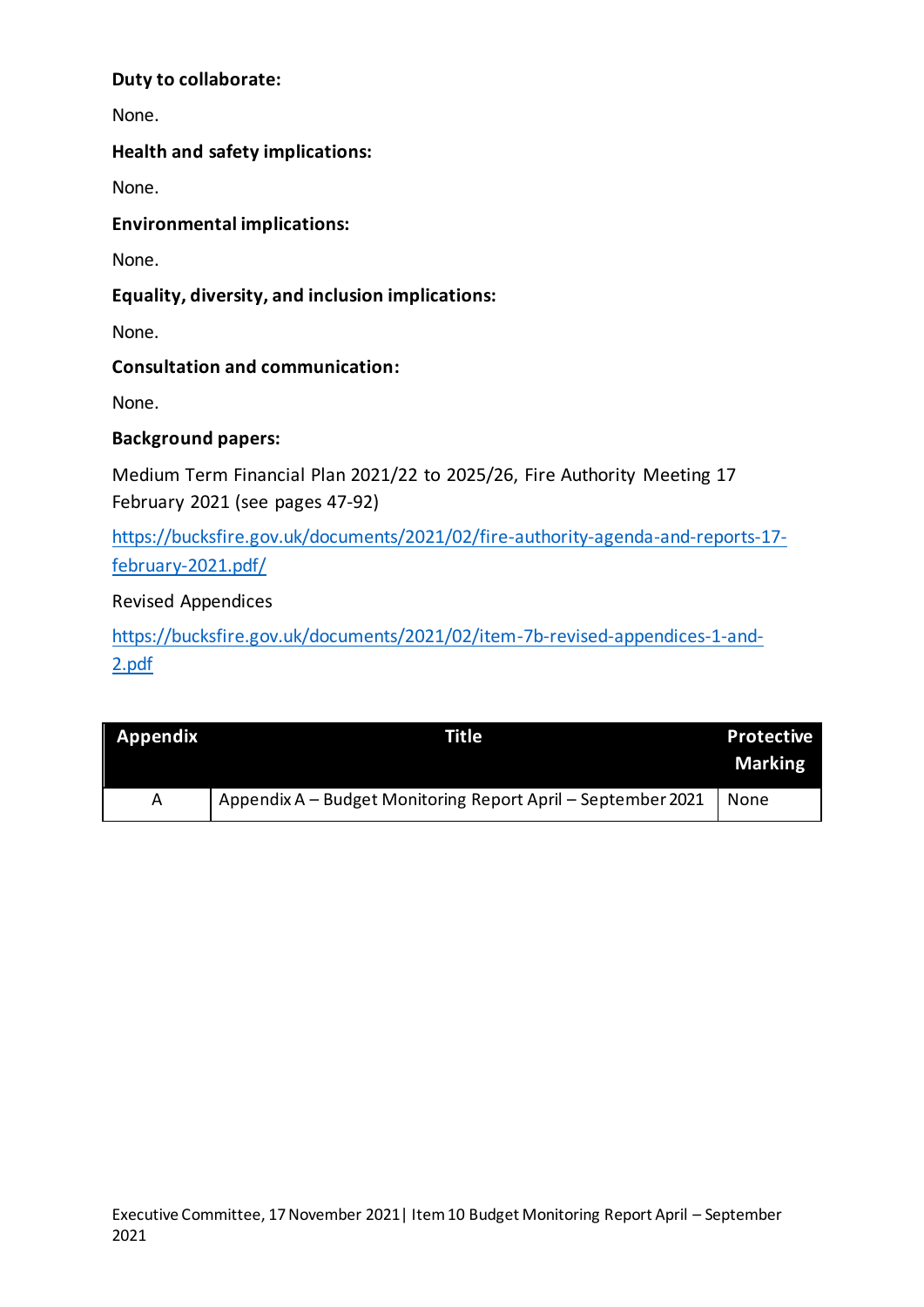**Duty to collaborate:**

None.

**Health and safety implications:**

None.

**Environmental implications:**

None.

**Equality, diversity, and inclusion implications:**

None.

**Consultation and communication:**

None.

**Background papers:**

Medium Term Financial Plan 2021/22 to 2025/26, Fire Authority Meeting 17 February 2021 (see pages 47-92)

[https://bucksfire.gov.uk/documents/2021/02/fire-authority-agenda-and-reports-17-february-2021.pdf/](https://bucksfire.gov.uk/documents/2021/02/fire-authority-agenda-and-reports-17-february-2021.pdf/)

Revised Appendices

[https://bucksfire.gov.uk/documents/2021/02/item-7b-revised-appendices-1-and-2.pdf](https://bucksfire.gov.uk/documents/2021/02/item-7b-revised-appendices-1-and-2.pdf)

| Appendix | Title | Protective Marking |
|---|---|---|
| A | Appendix A – Budget Monitoring Report April – September 2021 | None |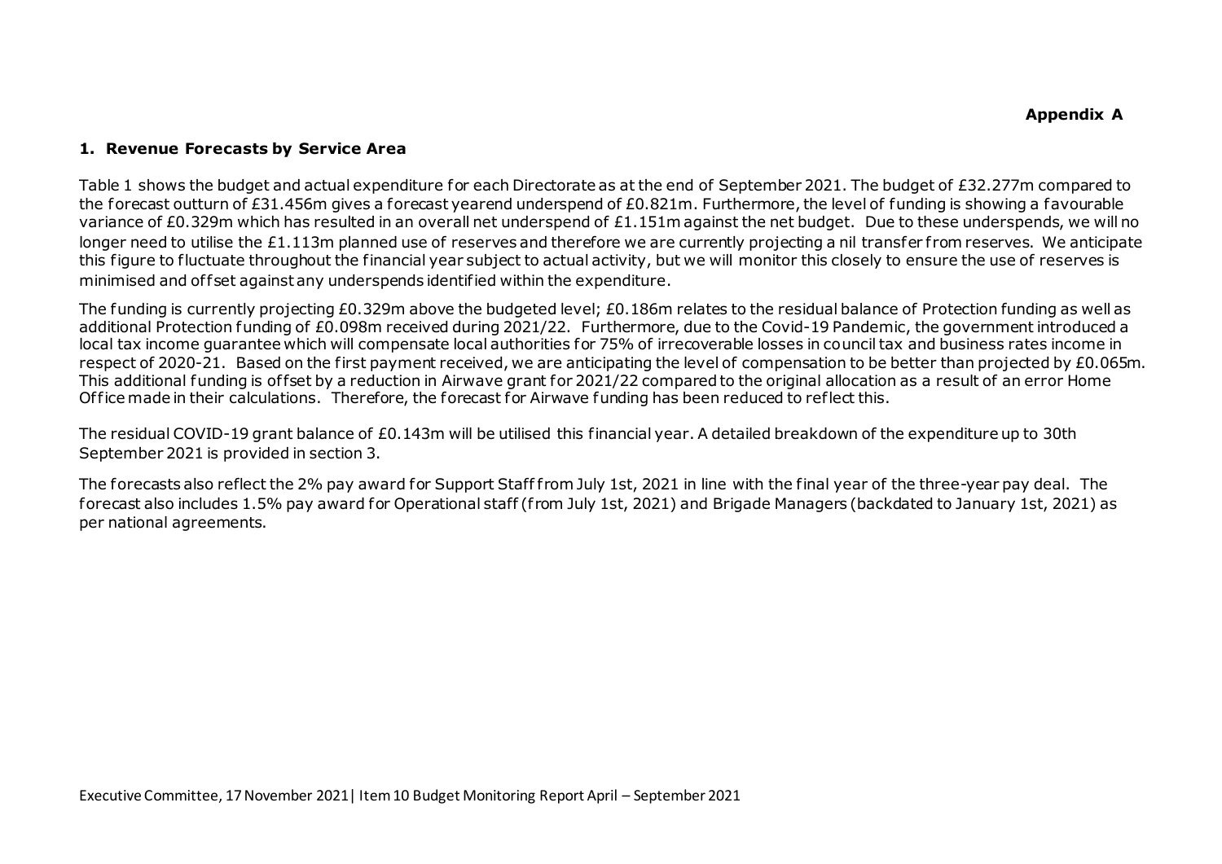**Appendix A**

## 1. Revenue Forecasts by Service Area

Table 1 shows the budget and actual expenditure for each Directorate as at the end of September 2021. The budget of £32.277m compared to the forecast outturn of £31.456m gives a forecast yearend underspend of £0.821m. Furthermore, the level of funding is showing a favourable variance of £0.329m which has resulted in an overall net underspend of £1.151m against the net budget. Due to these underspends, we will no longer need to utilise the £1.113m planned use of reserves and therefore we are currently projecting a nil transfer from reserves. We anticipate this figure to fluctuate throughout the financial year subject to actual activity, but we will monitor this closely to ensure the use of reserves is minimised and offset against any underspends identified within the expenditure.

The funding is currently projecting £0.329m above the budgeted level; £0.186m relates to the residual balance of Protection funding as well as additional Protection funding of £0.098m received during 2021/22. Furthermore, due to the Covid-19 Pandemic, the government introduced a local tax income guarantee which will compensate local authorities for 75% of irrecoverable losses in council tax and business rates income in respect of 2020-21. Based on the first payment received, we are anticipating the level of compensation to be better than projected by £0.065m. This additional funding is offset by a reduction in Airwave grant for 2021/22 compared to the original allocation as a result of an error Home Office made in their calculations. Therefore, the forecast for Airwave funding has been reduced to reflect this.

The residual COVID-19 grant balance of £0.143m will be utilised this financial year. A detailed breakdown of the expenditure up to 30th September 2021 is provided in section 3.

The forecasts also reflect the 2% pay award for Support Staff from July 1st, 2021 in line with the final year of the three-year pay deal. The forecast also includes 1.5% pay award for Operational staff (from July 1st, 2021) and Brigade Managers (backdated to January 1st, 2021) as per national agreements.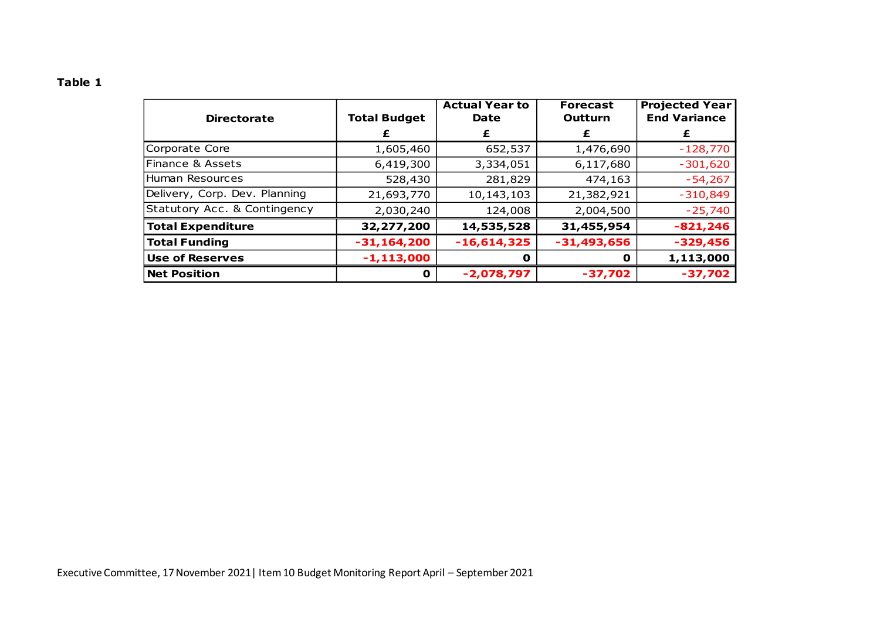**Table 1**

| Directorate | Total Budget<br>£ | Actual Year to Date<br>£ | Forecast Outturn<br>£ | Projected Year End Variance<br>£ |
|---|---|---|---|---|
| Corporate Core | 1,605,460 | 652,537 | 1,476,690 | -128,770 |
| Finance & Assets | 6,419,300 | 3,334,051 | 6,117,680 | -301,620 |
| Human Resources | 528,430 | 281,829 | 474,163 | -54,267 |
| Delivery, Corp. Dev. Planning | 21,693,770 | 10,143,103 | 21,382,921 | -310,849 |
| Statutory Acc. & Contingency | 2,030,240 | 124,008 | 2,004,500 | -25,740 |
| **Total Expenditure** | **32,277,200** | **14,535,528** | **31,455,954** | **-821,246** |
| **Total Funding** | **-31,164,200** | **-16,614,325** | **-31,493,656** | **-329,456** |
| **Use of Reserves** | **-1,113,000** | **0** | **0** | **1,113,000** |
| **Net Position** | **0** | **-2,078,797** | **-37,702** | **-37,702** |

Executive Committee, 17 November 2021 | Item 10 Budget Monitoring Report April – September 2021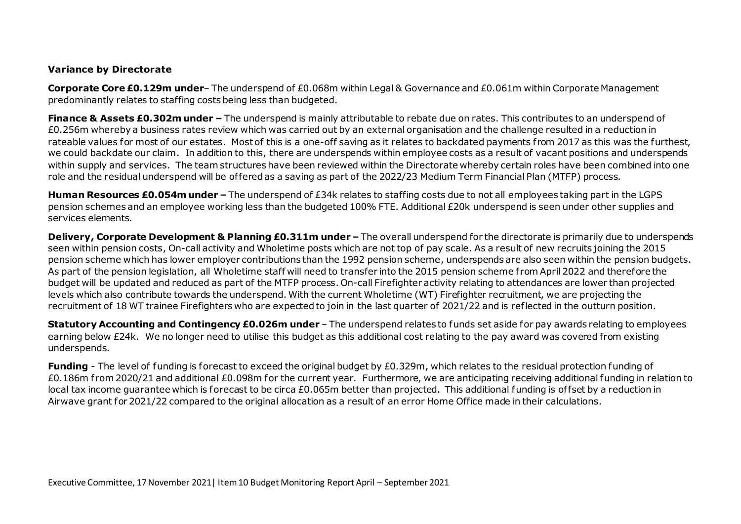**Variance by Directorate**

**Corporate Core £0.129m under**– The underspend of £0.068m within Legal & Governance and £0.061m within Corporate Management predominantly relates to staffing costs being less than budgeted.

**Finance & Assets £0.302m under –** The underspend is mainly attributable to rebate due on rates. This contributes to an underspend of £0.256m whereby a business rates review which was carried out by an external organisation and the challenge resulted in a reduction in rateable values for most of our estates. Most of this is a one-off saving as it relates to backdated payments from 2017 as this was the furthest, we could backdate our claim. In addition to this, there are underspends within employee costs as a result of vacant positions and underspends within supply and services. The team structures have been reviewed within the Directorate whereby certain roles have been combined into one role and the residual underspend will be offered as a saving as part of the 2022/23 Medium Term Financial Plan (MTFP) process.

**Human Resources £0.054m under –** The underspend of £34k relates to staffing costs due to not all employees taking part in the LGPS pension schemes and an employee working less than the budgeted 100% FTE. Additional £20k underspend is seen under other supplies and services elements.

**Delivery, Corporate Development & Planning £0.311m under –** The overall underspend for the directorate is primarily due to underspends seen within pension costs, On-call activity and Wholetime posts which are not top of pay scale. As a result of new recruits joining the 2015 pension scheme which has lower employer contributions than the 1992 pension scheme, underspends are also seen within the pension budgets. As part of the pension legislation, all Wholetime staff will need to transfer into the 2015 pension scheme from April 2022 and therefore the budget will be updated and reduced as part of the MTFP process. On-call Firefighter activity relating to attendances are lower than projected levels which also contribute towards the underspend. With the current Wholetime (WT) Firefighter recruitment, we are projecting the recruitment of 18 WT trainee Firefighters who are expected to join in the last quarter of 2021/22 and is reflected in the outturn position.

**Statutory Accounting and Contingency £0.026m under** – The underspend relates to funds set aside for pay awards relating to employees earning below £24k. We no longer need to utilise this budget as this additional cost relating to the pay award was covered from existing underspends.

**Funding** - The level of funding is forecast to exceed the original budget by £0.329m, which relates to the residual protection funding of £0.186m from 2020/21 and additional £0.098m for the current year. Furthermore, we are anticipating receiving additional funding in relation to local tax income guarantee which is forecast to be circa £0.065m better than projected. This additional funding is offset by a reduction in Airwave grant for 2021/22 compared to the original allocation as a result of an error Home Office made in their calculations.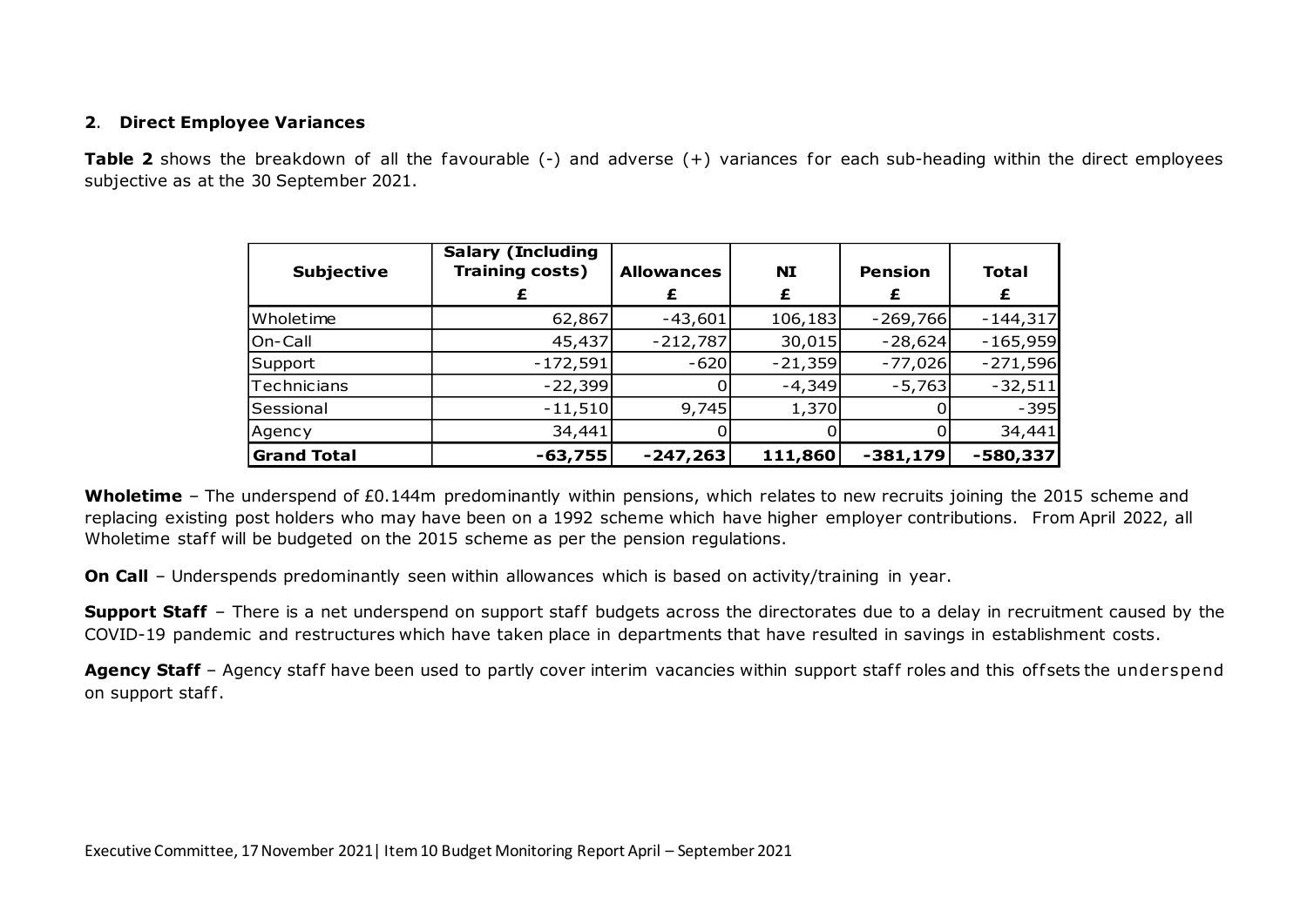## 2. Direct Employee Variances

**Table 2** shows the breakdown of all the favourable (-) and adverse (+) variances for each sub-heading within the direct employees subjective as at the 30 September 2021.

| Subjective | Salary (Including Training costs) £ | Allowances £ | NI £ | Pension £ | Total £ |
|---|---|---|---|---|---|
| Wholetime | 62,867 | -43,601 | 106,183 | -269,766 | -144,317 |
| On-Call | 45,437 | -212,787 | 30,015 | -28,624 | -165,959 |
| Support | -172,591 | -620 | -21,359 | -77,026 | -271,596 |
| Technicians | -22,399 | 0 | -4,349 | -5,763 | -32,511 |
| Sessional | -11,510 | 9,745 | 1,370 | 0 | -395 |
| Agency | 34,441 | 0 | 0 | 0 | 34,441 |
| **Grand Total** | **-63,755** | **-247,263** | **111,860** | **-381,179** | **-580,337** |

**Wholetime** – The underspend of £0.144m predominantly within pensions, which relates to new recruits joining the 2015 scheme and replacing existing post holders who may have been on a 1992 scheme which have higher employer contributions. From April 2022, all Wholetime staff will be budgeted on the 2015 scheme as per the pension regulations.

**On Call** – Underspends predominantly seen within allowances which is based on activity/training in year.

**Support Staff** – There is a net underspend on support staff budgets across the directorates due to a delay in recruitment caused by the COVID-19 pandemic and restructures which have taken place in departments that have resulted in savings in establishment costs.

**Agency Staff** – Agency staff have been used to partly cover interim vacancies within support staff roles and this offsets the underspend on support staff.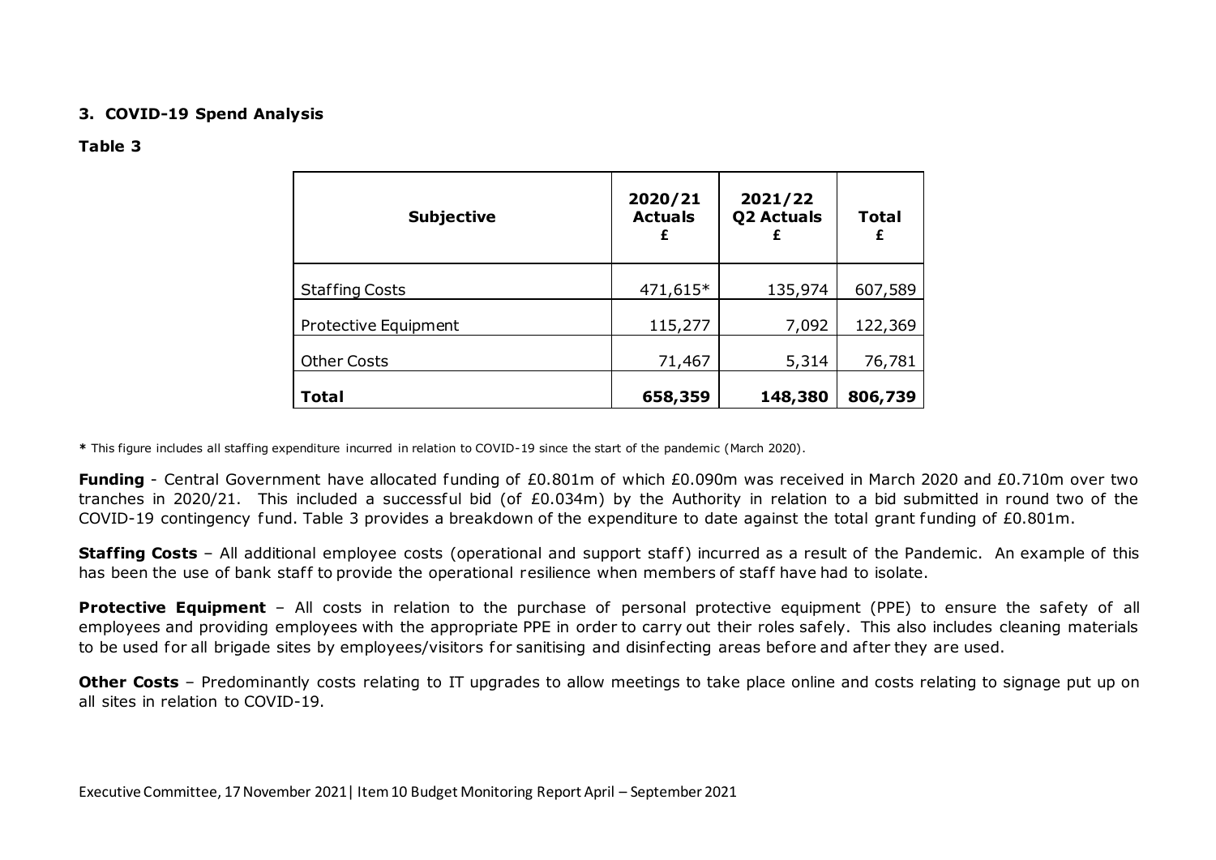### 3. COVID-19 Spend Analysis

**Table 3**

| Subjective | 2020/21 Actuals £ | 2021/22 Q2 Actuals £ | Total £ |
|---|---|---|---|
| Staffing Costs | 471,615* | 135,974 | 607,589 |
| Protective Equipment | 115,277 | 7,092 | 122,369 |
| Other Costs | 71,467 | 5,314 | 76,781 |
| **Total** | **658,359** | **148,380** | **806,739** |

**\*** This figure includes all staffing expenditure incurred in relation to COVID-19 since the start of the pandemic (March 2020).

**Funding** - Central Government have allocated funding of £0.801m of which £0.090m was received in March 2020 and £0.710m over two tranches in 2020/21. This included a successful bid (of £0.034m) by the Authority in relation to a bid submitted in round two of the COVID-19 contingency fund. Table 3 provides a breakdown of the expenditure to date against the total grant funding of £0.801m.

**Staffing Costs** – All additional employee costs (operational and support staff) incurred as a result of the Pandemic. An example of this has been the use of bank staff to provide the operational resilience when members of staff have had to isolate.

**Protective Equipment** – All costs in relation to the purchase of personal protective equipment (PPE) to ensure the safety of all employees and providing employees with the appropriate PPE in order to carry out their roles safely. This also includes cleaning materials to be used for all brigade sites by employees/visitors for sanitising and disinfecting areas before and after they are used.

**Other Costs** – Predominantly costs relating to IT upgrades to allow meetings to take place online and costs relating to signage put up on all sites in relation to COVID-19.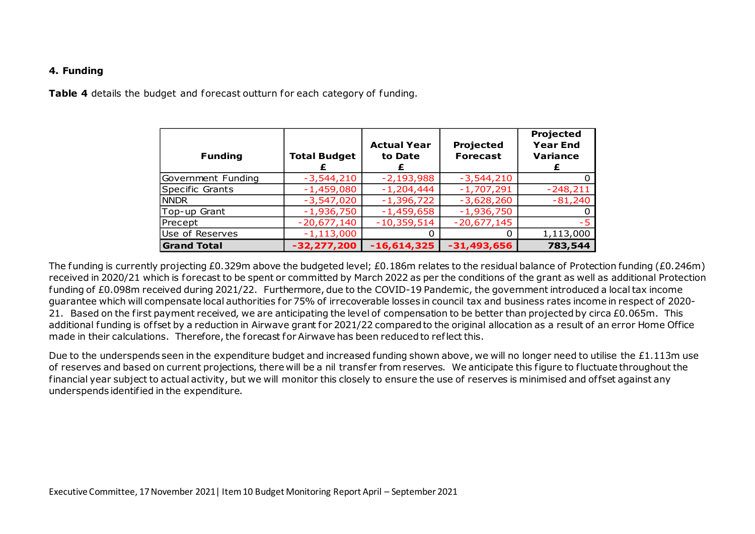### 4. Funding

**Table 4** details the budget and forecast outturn for each category of funding.

| Funding | Total Budget £ | Actual Year to Date £ | Projected Forecast | Projected Year End Variance £ |
|---|---|---|---|---|
| Government Funding | -3,544,210 | -2,193,988 | -3,544,210 | 0 |
| Specific Grants | -1,459,080 | -1,204,444 | -1,707,291 | -248,211 |
| NNDR | -3,547,020 | -1,396,722 | -3,628,260 | -81,240 |
| Top-up Grant | -1,936,750 | -1,459,658 | -1,936,750 | 0 |
| Precept | -20,677,140 | -10,359,514 | -20,677,145 | -5 |
| Use of Reserves | -1,113,000 | 0 | 0 | 1,113,000 |
| **Grand Total** | **-32,277,200** | **-16,614,325** | **-31,493,656** | **783,544** |

The funding is currently projecting £0.329m above the budgeted level; £0.186m relates to the residual balance of Protection funding (£0.246m) received in 2020/21 which is forecast to be spent or committed by March 2022 as per the conditions of the grant as well as additional Protection funding of £0.098m received during 2021/22. Furthermore, due to the COVID-19 Pandemic, the government introduced a local tax income guarantee which will compensate local authorities for 75% of irrecoverable losses in council tax and business rates income in respect of 2020-21. Based on the first payment received, we are anticipating the level of compensation to be better than projected by circa £0.065m. This additional funding is offset by a reduction in Airwave grant for 2021/22 compared to the original allocation as a result of an error Home Office made in their calculations. Therefore, the forecast for Airwave has been reduced to reflect this.

Due to the underspends seen in the expenditure budget and increased funding shown above, we will no longer need to utilise the £1.113m use of reserves and based on current projections, there will be a nil transfer from reserves. We anticipate this figure to fluctuate throughout the financial year subject to actual activity, but we will monitor this closely to ensure the use of reserves is minimised and offset against any underspends identified in the expenditure.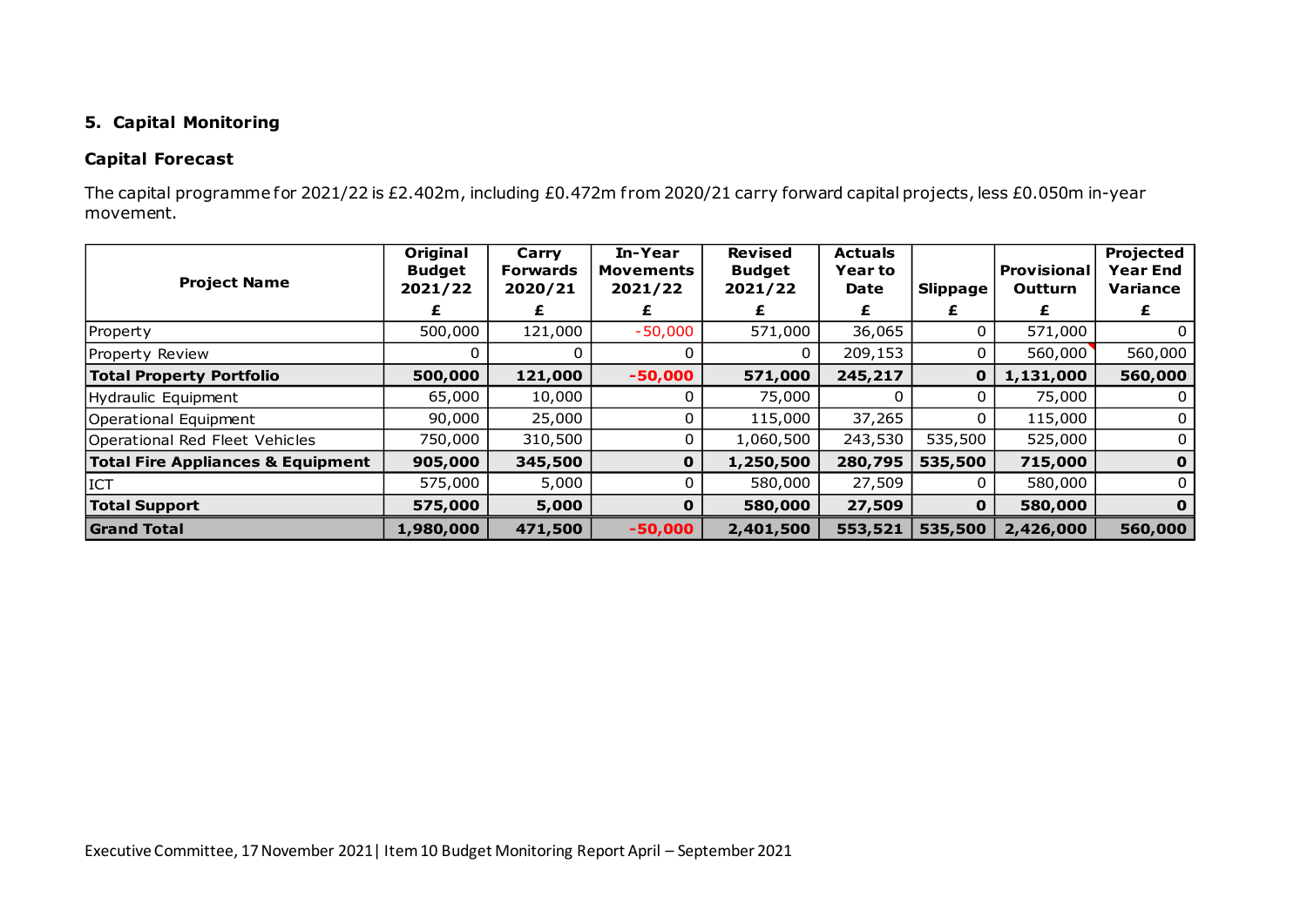## 5. Capital Monitoring

### Capital Forecast

The capital programme for 2021/22 is £2.402m, including £0.472m from 2020/21 carry forward capital projects, less £0.050m in-year movement.

| Project Name | Original Budget 2021/22 £ | Carry Forwards 2020/21 £ | In-Year Movements 2021/22 £ | Revised Budget 2021/22 £ | Actuals Year to Date £ | Slippage £ | Provisional Outturn £ | Projected Year End Variance £ |
|---|---|---|---|---|---|---|---|---|
| Property | 500,000 | 121,000 | -50,000 | 571,000 | 36,065 | 0 | 571,000 | 0 |
| Property Review | 0 | 0 | 0 | 0 | 209,153 | 0 | 560,000 | 560,000 |
| **Total Property Portfolio** | **500,000** | **121,000** | **-50,000** | **571,000** | **245,217** | **0** | **1,131,000** | **560,000** |
| Hydraulic Equipment | 65,000 | 10,000 | 0 | 75,000 | 0 | 0 | 75,000 | 0 |
| Operational Equipment | 90,000 | 25,000 | 0 | 115,000 | 37,265 | 0 | 115,000 | 0 |
| Operational Red Fleet Vehicles | 750,000 | 310,500 | 0 | 1,060,500 | 243,530 | 535,500 | 525,000 | 0 |
| **Total Fire Appliances & Equipment** | **905,000** | **345,500** | **0** | **1,250,500** | **280,795** | **535,500** | **715,000** | **0** |
| ICT | 575,000 | 5,000 | 0 | 580,000 | 27,509 | 0 | 580,000 | 0 |
| **Total Support** | **575,000** | **5,000** | **0** | **580,000** | **27,509** | **0** | **580,000** | **0** |
| **Grand Total** | **1,980,000** | **471,500** | **-50,000** | **2,401,500** | **553,521** | **535,500** | **2,426,000** | **560,000** |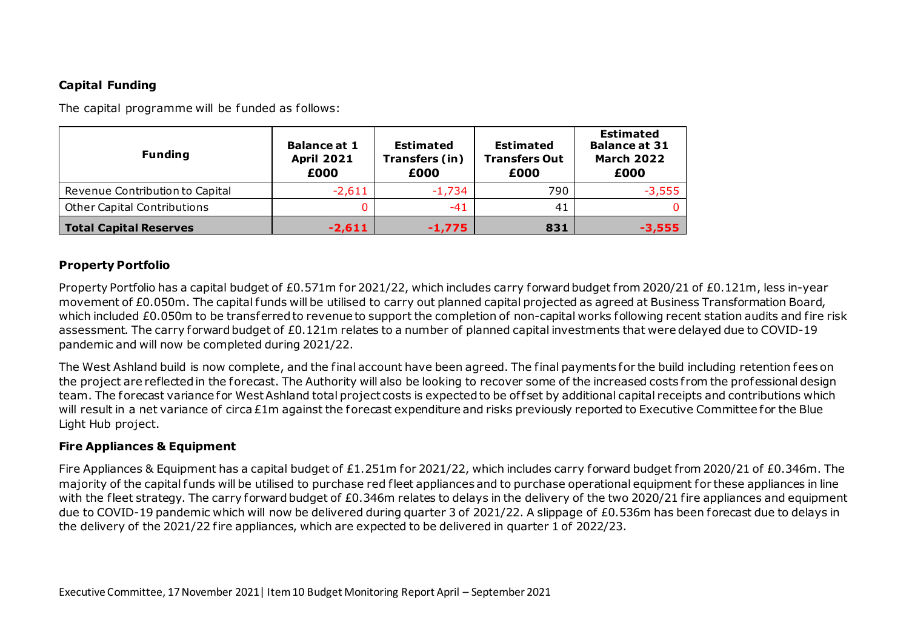### Capital Funding

The capital programme will be funded as follows:

| Funding | Balance at 1 April 2021 £000 | Estimated Transfers (in) £000 | Estimated Transfers Out £000 | Estimated Balance at 31 March 2022 £000 |
|---|---|---|---|---|
| Revenue Contribution to Capital | -2,611 | -1,734 | 790 | -3,555 |
| Other Capital Contributions | 0 | -41 | 41 | 0 |
| **Total Capital Reserves** | **-2,611** | **-1,775** | **831** | **-3,555** |

### Property Portfolio

Property Portfolio has a capital budget of £0.571m for 2021/22, which includes carry forward budget from 2020/21 of £0.121m, less in-year movement of £0.050m. The capital funds will be utilised to carry out planned capital projected as agreed at Business Transformation Board, which included £0.050m to be transferred to revenue to support the completion of non-capital works following recent station audits and fire risk assessment. The carry forward budget of £0.121m relates to a number of planned capital investments that were delayed due to COVID-19 pandemic and will now be completed during 2021/22.

The West Ashland build is now complete, and the final account have been agreed. The final payments for the build including retention fees on the project are reflected in the forecast. The Authority will also be looking to recover some of the increased costs from the professional design team. The forecast variance for West Ashland total project costs is expected to be offset by additional capital receipts and contributions which will result in a net variance of circa £1m against the forecast expenditure and risks previously reported to Executive Committee for the Blue Light Hub project.

### Fire Appliances & Equipment

Fire Appliances & Equipment has a capital budget of £1.251m for 2021/22, which includes carry forward budget from 2020/21 of £0.346m. The majority of the capital funds will be utilised to purchase red fleet appliances and to purchase operational equipment for these appliances in line with the fleet strategy. The carry forward budget of £0.346m relates to delays in the delivery of the two 2020/21 fire appliances and equipment due to COVID-19 pandemic which will now be delivered during quarter 3 of 2021/22. A slippage of £0.536m has been forecast due to delays in the delivery of the 2021/22 fire appliances, which are expected to be delivered in quarter 1 of 2022/23.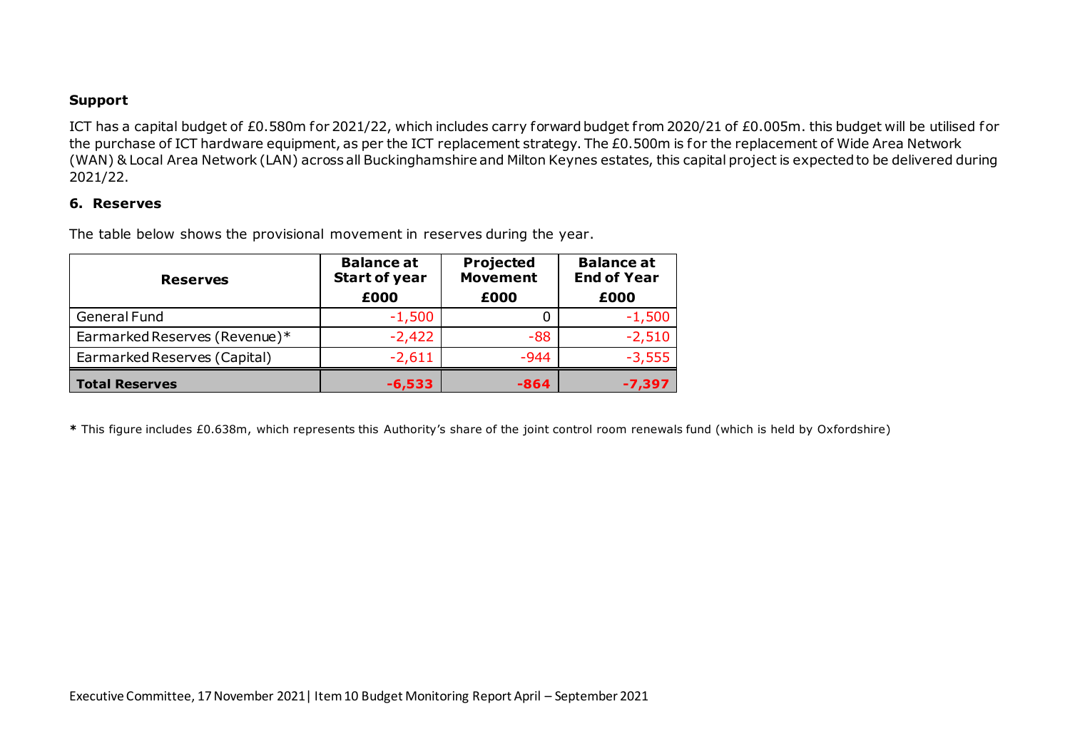**Support**

ICT has a capital budget of £0.580m for 2021/22, which includes carry forward budget from 2020/21 of £0.005m. this budget will be utilised for the purchase of ICT hardware equipment, as per the ICT replacement strategy. The £0.500m is for the replacement of Wide Area Network (WAN) & Local Area Network (LAN) across all Buckinghamshire and Milton Keynes estates, this capital project is expected to be delivered during 2021/22.

## 6. Reserves

The table below shows the provisional movement in reserves during the year.

| Reserves | Balance at Start of year £000 | Projected Movement £000 | Balance at End of Year £000 |
|---|---|---|---|
| General Fund | -1,500 | 0 | -1,500 |
| Earmarked Reserves (Revenue)* | -2,422 | -88 | -2,510 |
| Earmarked Reserves (Capital) | -2,611 | -944 | -3,555 |
| **Total Reserves** | **-6,533** | **-864** | **-7,397** |

**\*** This figure includes £0.638m, which represents this Authority's share of the joint control room renewals fund (which is held by Oxfordshire)